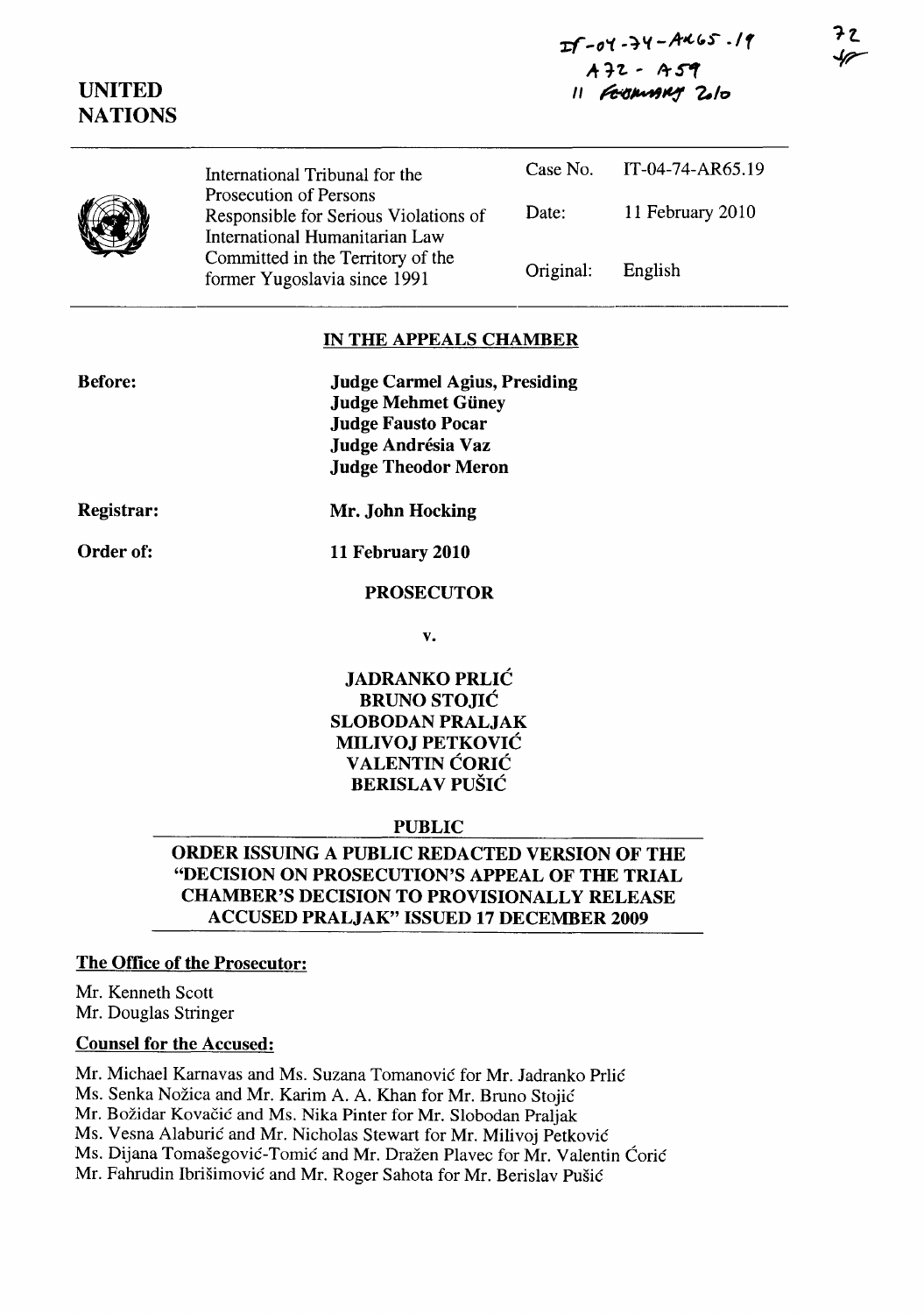IT-04-74-AR65.19
A72 - A59
11 February 2010

72

**UNITED NATIONS**

| International Tribunal for the Prosecution of Persons Responsible for Serious Violations of International Humanitarian Law Committed in the Territory of the former Yugoslavia since 1991 | Case No. | IT-04-74-AR65.19 |
|---|---|---|
| | Date: | 11 February 2010 |
| | Original: | English |

## IN THE APPEALS CHAMBER

**Before:**

**Judge Carmel Agius, Presiding**
**Judge Mehmet Güney**
**Judge Fausto Pocar**
**Judge Andrésia Vaz**
**Judge Theodor Meron**

**Registrar:** **Mr. John Hocking**

**Order of:** **11 February 2010**

**PROSECUTOR**

**v.**

**JADRANKO PRLIĆ**
**BRUNO STOJIĆ**
**SLOBODAN PRALJAK**
**MILIVOJ PETKOVIĆ**
**VALENTIN ĆORIĆ**
**BERISLAV PUŠIĆ**

**PUBLIC**

**ORDER ISSUING A PUBLIC REDACTED VERSION OF THE "DECISION ON PROSECUTION'S APPEAL OF THE TRIAL CHAMBER'S DECISION TO PROVISIONALLY RELEASE ACCUSED PRALJAK" ISSUED 17 DECEMBER 2009**

**The Office of the Prosecutor:**

Mr. Kenneth Scott
Mr. Douglas Stringer

**Counsel for the Accused:**

Mr. Michael Karnavas and Ms. Suzana Tomanović for Mr. Jadranko Prlić
Ms. Senka Nožica and Mr. Karim A. A. Khan for Mr. Bruno Stojić
Mr. Božidar Kovačić and Ms. Nika Pinter for Mr. Slobodan Praljak
Ms. Vesna Alaburić and Mr. Nicholas Stewart for Mr. Milivoj Petković
Ms. Dijana Tomašegović-Tomić and Mr. Dražen Plavec for Mr. Valentin Ćorić
Mr. Fahrudin Ibrišimović and Mr. Roger Sahota for Mr. Berislav Pušić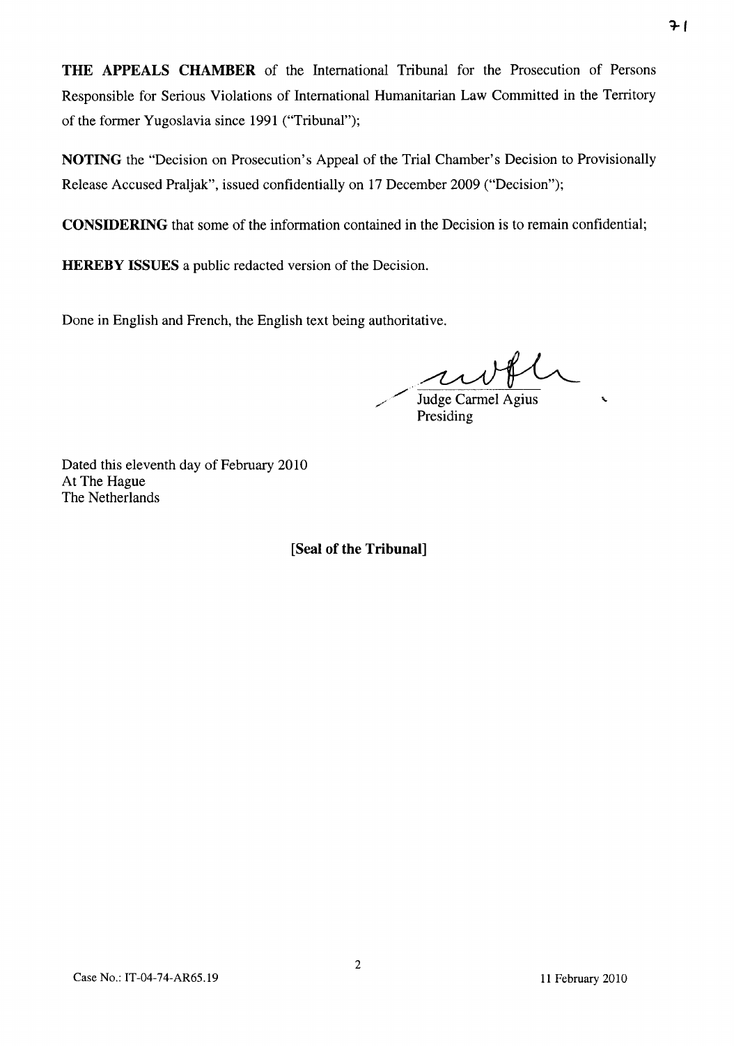**THE APPEALS CHAMBER** of the International Tribunal for the Prosecution of Persons Responsible for Serious Violations of International Humanitarian Law Committed in the Territory of the former Yugoslavia since 1991 ("Tribunal");

**NOTING** the "Decision on Prosecution's Appeal of the Trial Chamber's Decision to Provisionally Release Accused Praljak", issued confidentially on 17 December 2009 ("Decision");

**CONSIDERING** that some of the information contained in the Decision is to remain confidential;

**HEREBY ISSUES** a public redacted version of the Decision.

Done in English and French, the English text being authoritative.

Judge Carmel Agius
Presiding

Dated this eleventh day of February 2010
At The Hague
The Netherlands

**[Seal of the Tribunal]**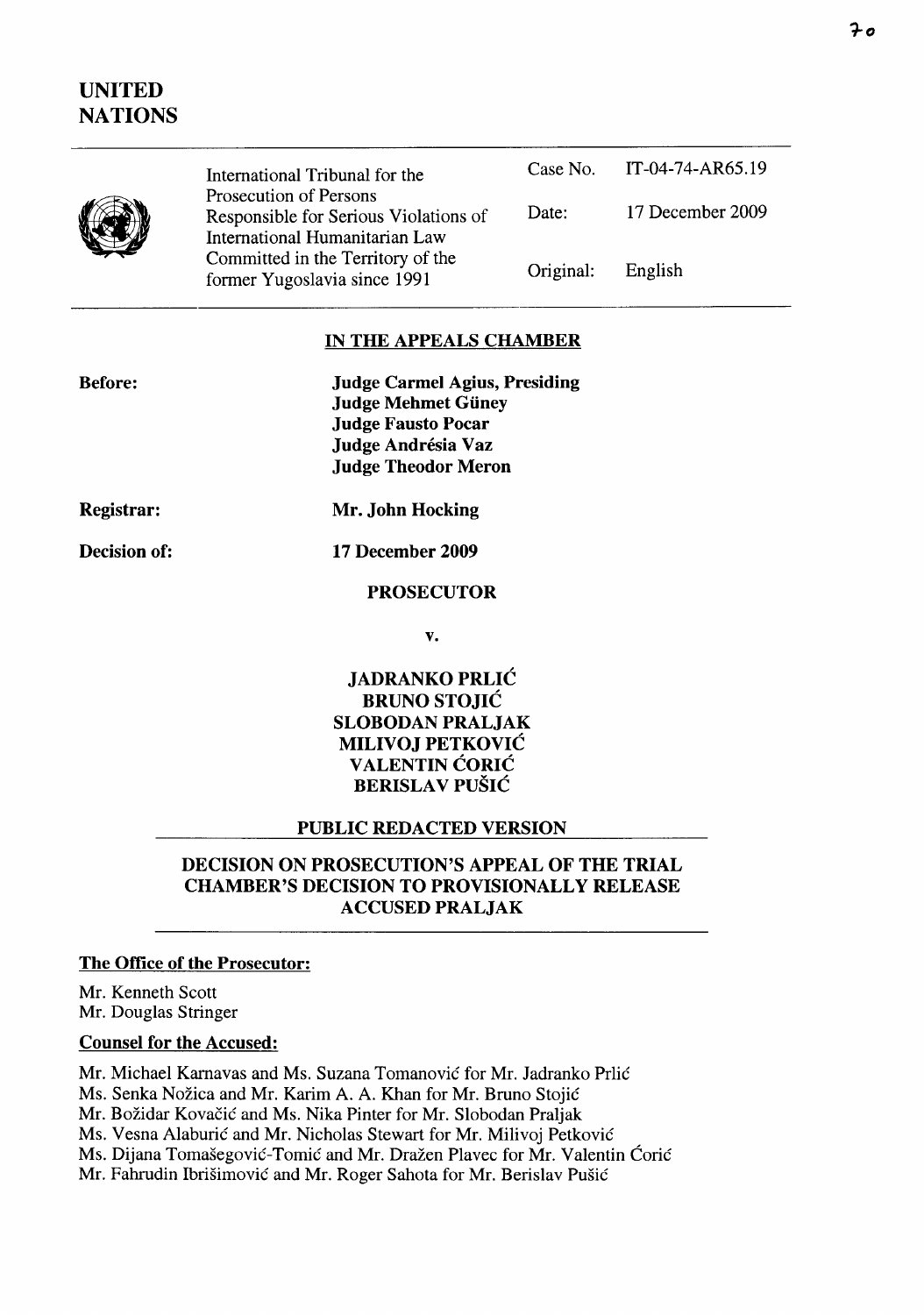# UNITED NATIONS

| | International Tribunal for the Prosecution of Persons Responsible for Serious Violations of International Humanitarian Law Committed in the Territory of the former Yugoslavia since 1991 | Case No. | IT-04-74-AR65.19 |
|---|---|---|---|
| | | Date: | 17 December 2009 |
| | | Original: | English |

## IN THE APPEALS CHAMBER

**Before:** **Judge Carmel Agius, Presiding**
**Judge Mehmet Güney**
**Judge Fausto Pocar**
**Judge Andrésia Vaz**
**Judge Theodor Meron**

**Registrar:** **Mr. John Hocking**

**Decision of:** **17 December 2009**

**PROSECUTOR**

**v.**

**JADRANKO PRLIĆ**
**BRUNO STOJIĆ**
**SLOBODAN PRALJAK**
**MILIVOJ PETKOVIĆ**
**VALENTIN ĆORIĆ**
**BERISLAV PUŠIĆ**

**PUBLIC REDACTED VERSION**

**DECISION ON PROSECUTION'S APPEAL OF THE TRIAL CHAMBER'S DECISION TO PROVISIONALLY RELEASE ACCUSED PRALJAK**

**The Office of the Prosecutor:**

Mr. Kenneth Scott
Mr. Douglas Stringer

**Counsel for the Accused:**

Mr. Michael Karnavas and Ms. Suzana Tomanović for Mr. Jadranko Prlić
Ms. Senka Nožica and Mr. Karim A. A. Khan for Mr. Bruno Stojić
Mr. Božidar Kovačić and Ms. Nika Pinter for Mr. Slobodan Praljak
Ms. Vesna Alaburić and Mr. Nicholas Stewart for Mr. Milivoj Petković
Ms. Dijana Tomašegović-Tomić and Mr. Dražen Plavec for Mr. Valentin Ćorić
Mr. Fahrudin Ibrišimović and Mr. Roger Sahota for Mr. Berislav Pušić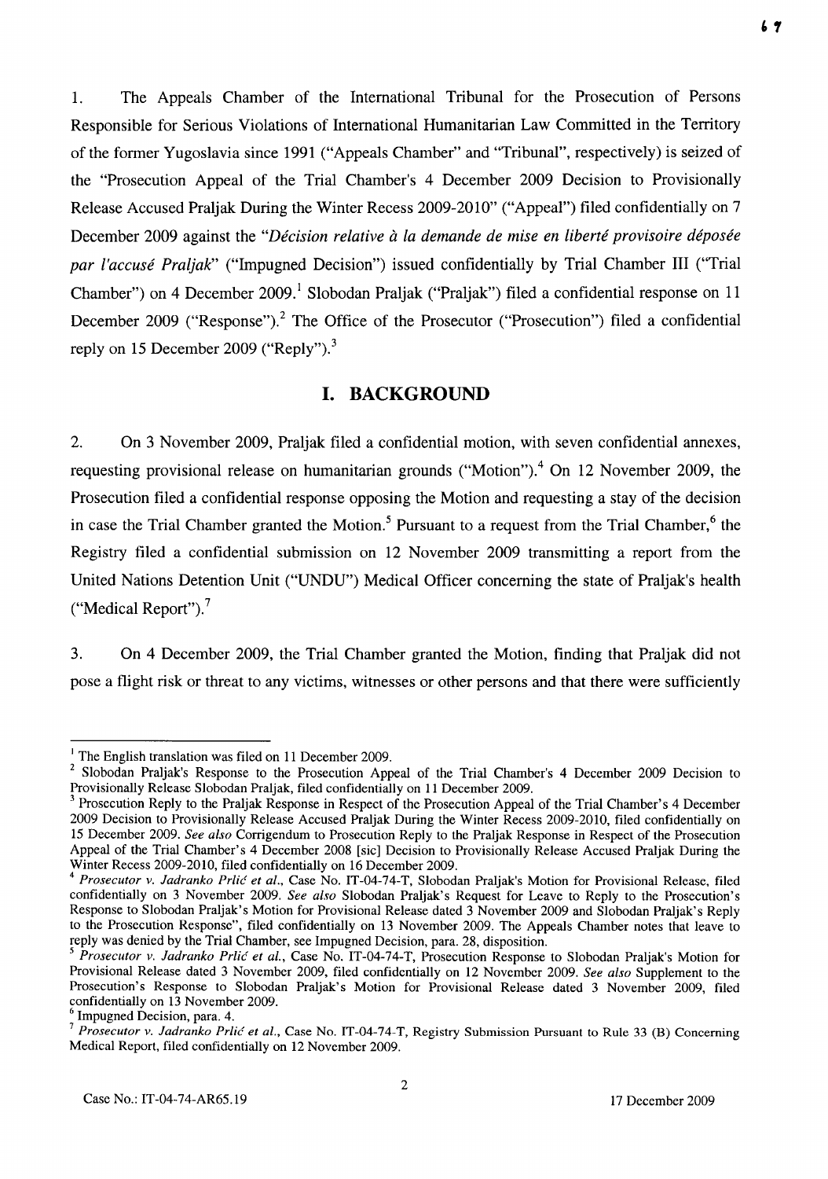1. The Appeals Chamber of the International Tribunal for the Prosecution of Persons Responsible for Serious Violations of International Humanitarian Law Committed in the Territory of the former Yugoslavia since 1991 ("Appeals Chamber" and "Tribunal", respectively) is seized of the "Prosecution Appeal of the Trial Chamber's 4 December 2009 Decision to Provisionally Release Accused Praljak During the Winter Recess 2009-2010" ("Appeal") filed confidentially on 7 December 2009 against the "*Décision relative à la demande de mise en liberté provisoire déposée par l'accusé Praljak*" ("Impugned Decision") issued confidentially by Trial Chamber III ("Trial Chamber") on 4 December 2009.[1] Slobodan Praljak ("Praljak") filed a confidential response on 11 December 2009 ("Response").[2] The Office of the Prosecutor ("Prosecution") filed a confidential reply on 15 December 2009 ("Reply").[3]

## I. BACKGROUND

2. On 3 November 2009, Praljak filed a confidential motion, with seven confidential annexes, requesting provisional release on humanitarian grounds ("Motion").[4] On 12 November 2009, the Prosecution filed a confidential response opposing the Motion and requesting a stay of the decision in case the Trial Chamber granted the Motion.[5] Pursuant to a request from the Trial Chamber,[6] the Registry filed a confidential submission on 12 November 2009 transmitting a report from the United Nations Detention Unit ("UNDU") Medical Officer concerning the state of Praljak's health ("Medical Report").[7]

3. On 4 December 2009, the Trial Chamber granted the Motion, finding that Praljak did not pose a flight risk or threat to any victims, witnesses or other persons and that there were sufficiently

---

[1] The English translation was filed on 11 December 2009.

[2] Slobodan Praljak's Response to the Prosecution Appeal of the Trial Chamber's 4 December 2009 Decision to Provisionally Release Slobodan Praljak, filed confidentially on 11 December 2009.

[3] Prosecution Reply to the Praljak Response in Respect of the Prosecution Appeal of the Trial Chamber's 4 December 2009 Decision to Provisionally Release Accused Praljak During the Winter Recess 2009-2010, filed confidentially on 15 December 2009. *See also* Corrigendum to Prosecution Reply to the Praljak Response in Respect of the Prosecution Appeal of the Trial Chamber's 4 December 2008 [sic] Decision to Provisionally Release Accused Praljak During the Winter Recess 2009-2010, filed confidentially on 16 December 2009.

[4] *Prosecutor v. Jadranko Prlić et al.*, Case No. IT-04-74-T, Slobodan Praljak's Motion for Provisional Release, filed confidentially on 3 November 2009. *See also* Slobodan Praljak's Request for Leave to Reply to the Prosecution's Response to Slobodan Praljak's Motion for Provisional Release dated 3 November 2009 and Slobodan Praljak's Reply to the Prosecution Response", filed confidentially on 13 November 2009. The Appeals Chamber notes that leave to reply was denied by the Trial Chamber, see Impugned Decision, para. 28, disposition.

[5] *Prosecutor v. Jadranko Prlić et al.*, Case No. IT-04-74-T, Prosecution Response to Slobodan Praljak's Motion for Provisional Release dated 3 November 2009, filed confidentially on 12 November 2009. *See also* Supplement to the Prosecution's Response to Slobodan Praljak's Motion for Provisional Release dated 3 November 2009, filed confidentially on 13 November 2009.

[6] Impugned Decision, para. 4.

[7] *Prosecutor v. Jadranko Prlić et al.*, Case No. IT-04-74-T, Registry Submission Pursuant to Rule 33 (B) Concerning Medical Report, filed confidentially on 12 November 2009.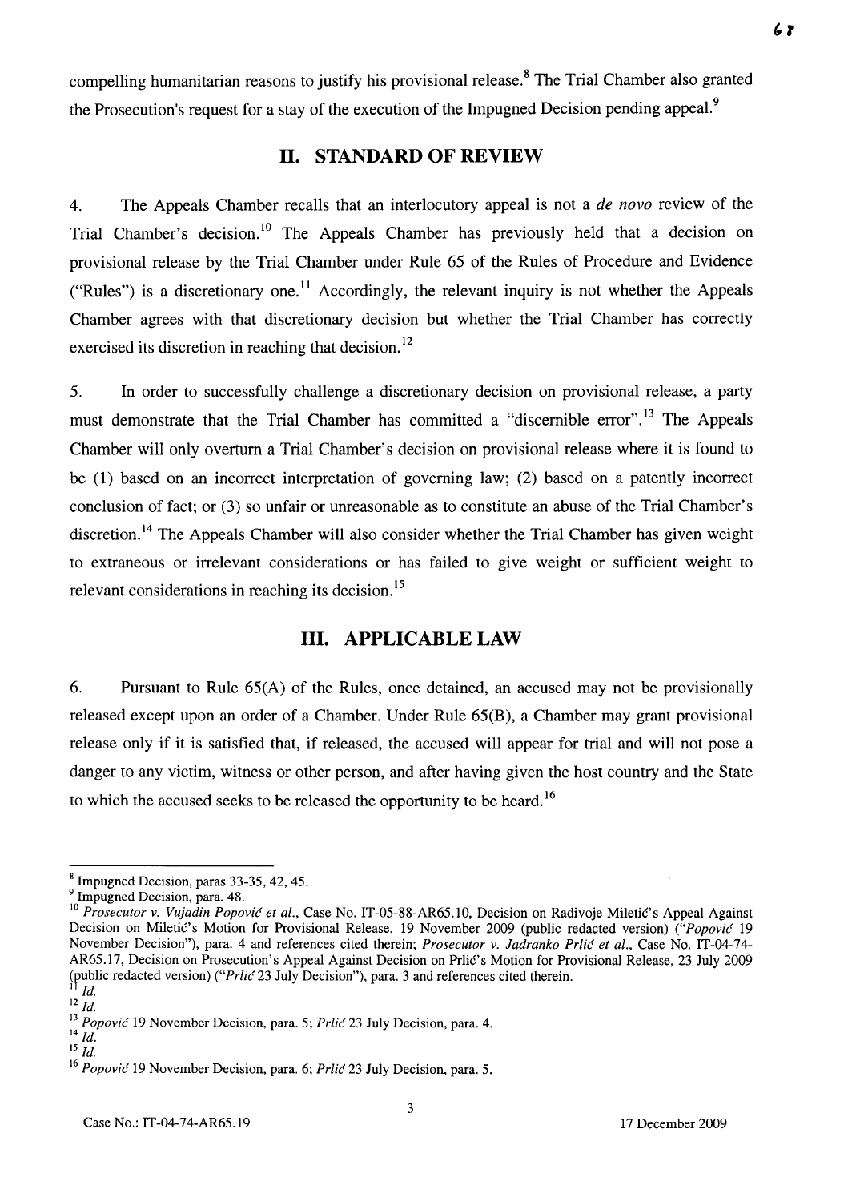compelling humanitarian reasons to justify his provisional release.[8] The Trial Chamber also granted the Prosecution's request for a stay of the execution of the Impugned Decision pending appeal.[9]

## II. STANDARD OF REVIEW

4. The Appeals Chamber recalls that an interlocutory appeal is not a *de novo* review of the Trial Chamber's decision.[10] The Appeals Chamber has previously held that a decision on provisional release by the Trial Chamber under Rule 65 of the Rules of Procedure and Evidence ("Rules") is a discretionary one.[11] Accordingly, the relevant inquiry is not whether the Appeals Chamber agrees with that discretionary decision but whether the Trial Chamber has correctly exercised its discretion in reaching that decision.[12]

5. In order to successfully challenge a discretionary decision on provisional release, a party must demonstrate that the Trial Chamber has committed a "discernible error".[13] The Appeals Chamber will only overturn a Trial Chamber's decision on provisional release where it is found to be (1) based on an incorrect interpretation of governing law; (2) based on a patently incorrect conclusion of fact; or (3) so unfair or unreasonable as to constitute an abuse of the Trial Chamber's discretion.[14] The Appeals Chamber will also consider whether the Trial Chamber has given weight to extraneous or irrelevant considerations or has failed to give weight or sufficient weight to relevant considerations in reaching its decision.[15]

## III. APPLICABLE LAW

6. Pursuant to Rule 65(A) of the Rules, once detained, an accused may not be provisionally released except upon an order of a Chamber. Under Rule 65(B), a Chamber may grant provisional release only if it is satisfied that, if released, the accused will appear for trial and will not pose a danger to any victim, witness or other person, and after having given the host country and the State to which the accused seeks to be released the opportunity to be heard.[16]

---

[8] Impugned Decision, paras 33-35, 42, 45.

[9] Impugned Decision, para. 48.

[10] *Prosecutor v. Vujadin Popović et al.*, Case No. IT-05-88-AR65.10, Decision on Radivoje Miletić's Appeal Against Decision on Miletić's Motion for Provisional Release, 19 November 2009 (public redacted version) ("*Popović* 19 November Decision"), para. 4 and references cited therein; *Prosecutor v. Jadranko Prlić et al.*, Case No. IT-04-74-AR65.17, Decision on Prosecution's Appeal Against Decision on Prlić's Motion for Provisional Release, 23 July 2009 (public redacted version) ("*Prlić* 23 July Decision"), para. 3 and references cited therein.

[11] *Id.*

[12] *Id.*

[13] *Popović* 19 November Decision, para. 5; *Prlić* 23 July Decision, para. 4.

[14] *Id.*

[15] *Id.*

[16] *Popović* 19 November Decision, para. 6; *Prlić* 23 July Decision, para. 5.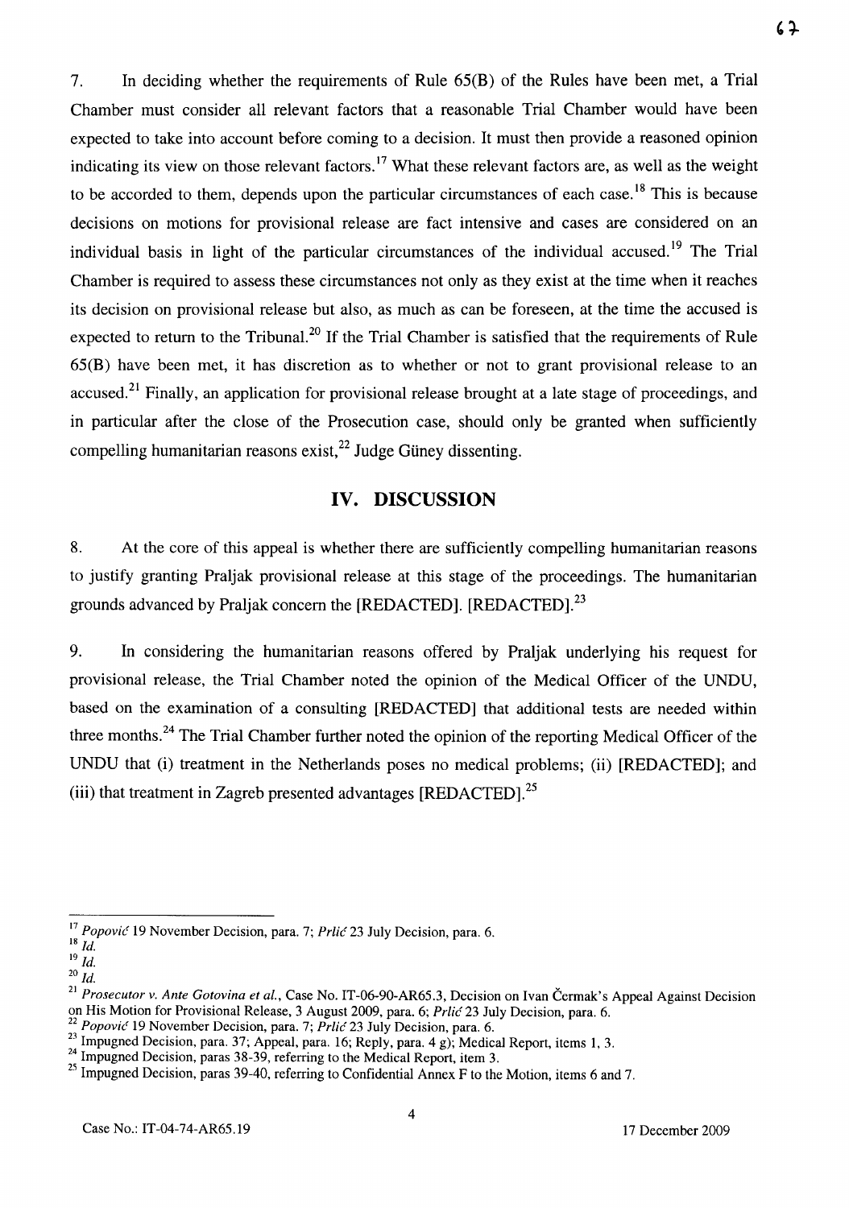7. In deciding whether the requirements of Rule 65(B) of the Rules have been met, a Trial Chamber must consider all relevant factors that a reasonable Trial Chamber would have been expected to take into account before coming to a decision. It must then provide a reasoned opinion indicating its view on those relevant factors.[17] What these relevant factors are, as well as the weight to be accorded to them, depends upon the particular circumstances of each case.[18] This is because decisions on motions for provisional release are fact intensive and cases are considered on an individual basis in light of the particular circumstances of the individual accused.[19] The Trial Chamber is required to assess these circumstances not only as they exist at the time when it reaches its decision on provisional release but also, as much as can be foreseen, at the time the accused is expected to return to the Tribunal.[20] If the Trial Chamber is satisfied that the requirements of Rule 65(B) have been met, it has discretion as to whether or not to grant provisional release to an accused.[21] Finally, an application for provisional release brought at a late stage of proceedings, and in particular after the close of the Prosecution case, should only be granted when sufficiently compelling humanitarian reasons exist,[22] Judge Güney dissenting.

## IV. DISCUSSION

8. At the core of this appeal is whether there are sufficiently compelling humanitarian reasons to justify granting Praljak provisional release at this stage of the proceedings. The humanitarian grounds advanced by Praljak concern the [REDACTED]. [REDACTED].[23]

9. In considering the humanitarian reasons offered by Praljak underlying his request for provisional release, the Trial Chamber noted the opinion of the Medical Officer of the UNDU, based on the examination of a consulting [REDACTED] that additional tests are needed within three months.[24] The Trial Chamber further noted the opinion of the reporting Medical Officer of the UNDU that (i) treatment in the Netherlands poses no medical problems; (ii) [REDACTED]; and (iii) that treatment in Zagreb presented advantages [REDACTED].[25]

---

[17] *Popović* 19 November Decision, para. 7; *Prlić* 23 July Decision, para. 6.

[18] *Id.*

[19] *Id.*

[20] *Id.*

[21] *Prosecutor v. Ante Gotovina et al.*, Case No. IT-06-90-AR65.3, Decision on Ivan Čermak's Appeal Against Decision on His Motion for Provisional Release, 3 August 2009, para. 6; *Prlić* 23 July Decision, para. 6.

[22] *Popović* 19 November Decision, para. 7; *Prlić* 23 July Decision, para. 6.

[23] Impugned Decision, para. 37; Appeal, para. 16; Reply, para. 4 g); Medical Report, items 1, 3.

[24] Impugned Decision, paras 38-39, referring to the Medical Report, item 3.

[25] Impugned Decision, paras 39-40, referring to Confidential Annex F to the Motion, items 6 and 7.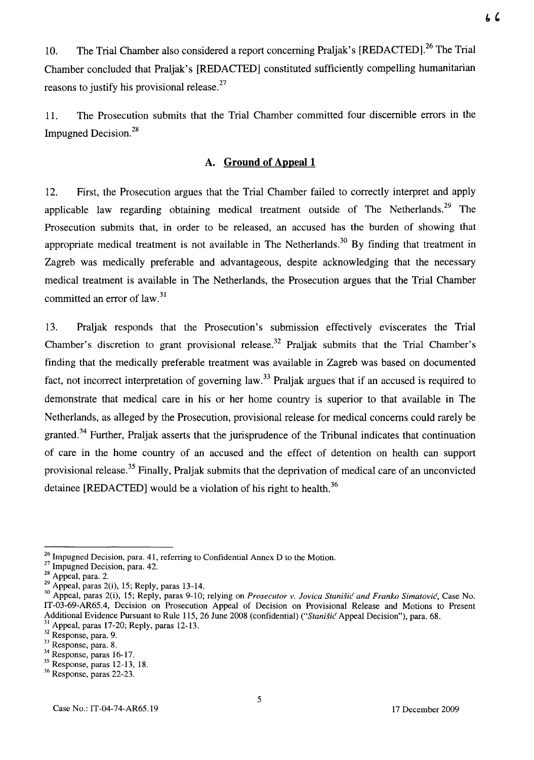10. The Trial Chamber also considered a report concerning Praljak's [REDACTED].[26] The Trial Chamber concluded that Praljak's [REDACTED] constituted sufficiently compelling humanitarian reasons to justify his provisional release.[27]

11. The Prosecution submits that the Trial Chamber committed four discernible errors in the Impugned Decision.[28]

## A. Ground of Appeal 1

12. First, the Prosecution argues that the Trial Chamber failed to correctly interpret and apply applicable law regarding obtaining medical treatment outside of The Netherlands.[29] The Prosecution submits that, in order to be released, an accused has the burden of showing that appropriate medical treatment is not available in The Netherlands.[30] By finding that treatment in Zagreb was medically preferable and advantageous, despite acknowledging that the necessary medical treatment is available in The Netherlands, the Prosecution argues that the Trial Chamber committed an error of law.[31]

13. Praljak responds that the Prosecution's submission effectively eviscerates the Trial Chamber's discretion to grant provisional release.[32] Praljak submits that the Trial Chamber's finding that the medically preferable treatment was available in Zagreb was based on documented fact, not incorrect interpretation of governing law.[33] Praljak argues that if an accused is required to demonstrate that medical care in his or her home country is superior to that available in The Netherlands, as alleged by the Prosecution, provisional release for medical concerns could rarely be granted.[34] Further, Praljak asserts that the jurisprudence of the Tribunal indicates that continuation of care in the home country of an accused and the effect of detention on health can support provisional release.[35] Finally, Praljak submits that the deprivation of medical care of an unconvicted detainee [REDACTED] would be a violation of his right to health.[36]

---

[26] Impugned Decision, para. 41, referring to Confidential Annex D to the Motion.

[27] Impugned Decision, para. 42.

[28] Appeal, para. 2.

[29] Appeal, paras 2(i), 15; Reply, paras 13-14.

[30] Appeal, paras 2(i), 15; Reply, paras 9-10; relying on *Prosecutor v. Jovica Stanišić and Franko Simatović*, Case No. IT-03-69-AR65.4, Decision on Prosecution Appeal of Decision on Provisional Release and Motions to Present Additional Evidence Pursuant to Rule 115, 26 June 2008 (confidential) ("*Stanišić* Appeal Decision"), para. 68.

[31] Appeal, paras 17-20; Reply, paras 12-13.

[32] Response, para. 9.

[33] Response, para. 8.

[34] Response, paras 16-17.

[35] Response, paras 12-13, 18.

[36] Response, paras 22-23.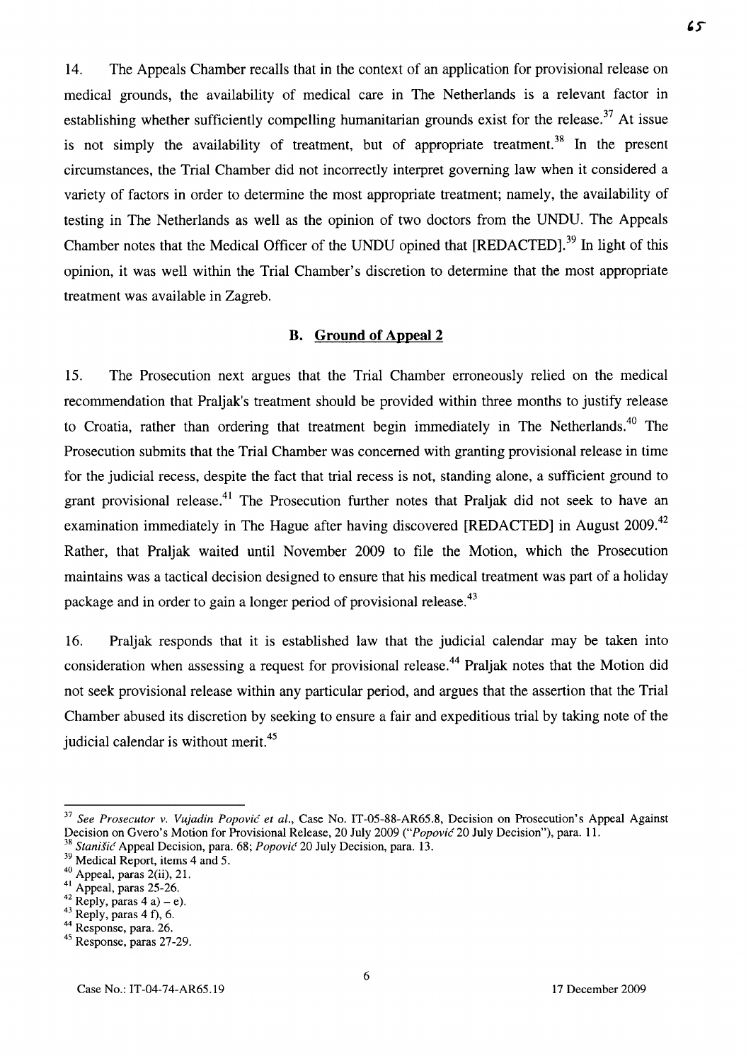14. The Appeals Chamber recalls that in the context of an application for provisional release on medical grounds, the availability of medical care in The Netherlands is a relevant factor in establishing whether sufficiently compelling humanitarian grounds exist for the release.[37] At issue is not simply the availability of treatment, but of appropriate treatment.[38] In the present circumstances, the Trial Chamber did not incorrectly interpret governing law when it considered a variety of factors in order to determine the most appropriate treatment; namely, the availability of testing in The Netherlands as well as the opinion of two doctors from the UNDU. The Appeals Chamber notes that the Medical Officer of the UNDU opined that [REDACTED].[39] In light of this opinion, it was well within the Trial Chamber's discretion to determine that the most appropriate treatment was available in Zagreb.

### B. Ground of Appeal 2

15. The Prosecution next argues that the Trial Chamber erroneously relied on the medical recommendation that Praljak's treatment should be provided within three months to justify release to Croatia, rather than ordering that treatment begin immediately in The Netherlands.[40] The Prosecution submits that the Trial Chamber was concerned with granting provisional release in time for the judicial recess, despite the fact that trial recess is not, standing alone, a sufficient ground to grant provisional release.[41] The Prosecution further notes that Praljak did not seek to have an examination immediately in The Hague after having discovered [REDACTED] in August 2009.[42] Rather, that Praljak waited until November 2009 to file the Motion, which the Prosecution maintains was a tactical decision designed to ensure that his medical treatment was part of a holiday package and in order to gain a longer period of provisional release.[43]

16. Praljak responds that it is established law that the judicial calendar may be taken into consideration when assessing a request for provisional release.[44] Praljak notes that the Motion did not seek provisional release within any particular period, and argues that the assertion that the Trial Chamber abused its discretion by seeking to ensure a fair and expeditious trial by taking note of the judicial calendar is without merit.[45]

---

[37] *See Prosecutor v. Vujadin Popović et al.*, Case No. IT-05-88-AR65.8, Decision on Prosecution's Appeal Against Decision on Gvero's Motion for Provisional Release, 20 July 2009 ("*Popović* 20 July Decision"), para. 11.

[38] *Stanišić* Appeal Decision, para. 68; *Popović* 20 July Decision, para. 13.

[39] Medical Report, items 4 and 5.

[40] Appeal, paras 2(ii), 21.

[41] Appeal, paras 25-26.

[42] Reply, paras 4 a) – e).

[43] Reply, paras 4 f), 6.

[44] Response, para. 26.

[45] Response, paras 27-29.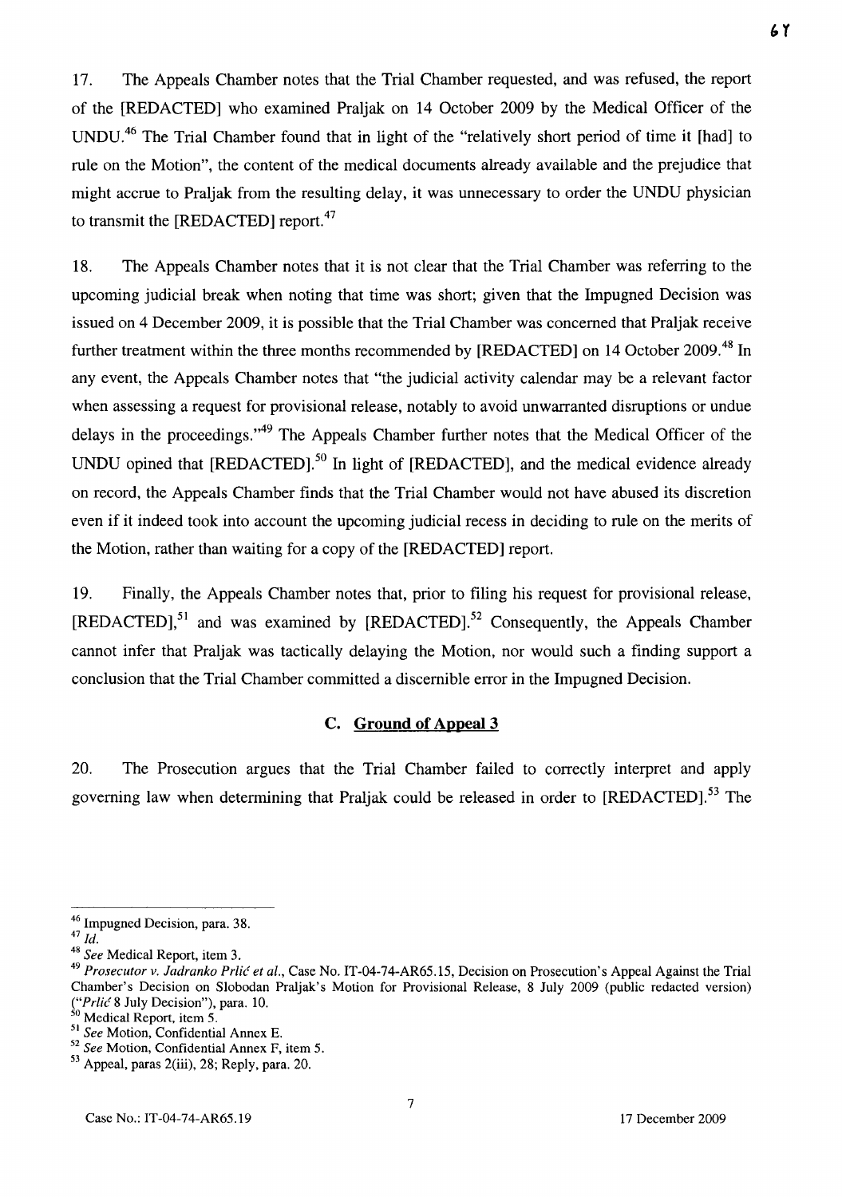17. The Appeals Chamber notes that the Trial Chamber requested, and was refused, the report of the [REDACTED] who examined Praljak on 14 October 2009 by the Medical Officer of the UNDU.[46] The Trial Chamber found that in light of the "relatively short period of time it [had] to rule on the Motion", the content of the medical documents already available and the prejudice that might accrue to Praljak from the resulting delay, it was unnecessary to order the UNDU physician to transmit the [REDACTED] report.[47]

18. The Appeals Chamber notes that it is not clear that the Trial Chamber was referring to the upcoming judicial break when noting that time was short; given that the Impugned Decision was issued on 4 December 2009, it is possible that the Trial Chamber was concerned that Praljak receive further treatment within the three months recommended by [REDACTED] on 14 October 2009.[48] In any event, the Appeals Chamber notes that "the judicial activity calendar may be a relevant factor when assessing a request for provisional release, notably to avoid unwarranted disruptions or undue delays in the proceedings."[49] The Appeals Chamber further notes that the Medical Officer of the UNDU opined that [REDACTED].[50] In light of [REDACTED], and the medical evidence already on record, the Appeals Chamber finds that the Trial Chamber would not have abused its discretion even if it indeed took into account the upcoming judicial recess in deciding to rule on the merits of the Motion, rather than waiting for a copy of the [REDACTED] report.

19. Finally, the Appeals Chamber notes that, prior to filing his request for provisional release, [REDACTED],[51] and was examined by [REDACTED].[52] Consequently, the Appeals Chamber cannot infer that Praljak was tactically delaying the Motion, nor would such a finding support a conclusion that the Trial Chamber committed a discernible error in the Impugned Decision.

### C. Ground of Appeal 3

20. The Prosecution argues that the Trial Chamber failed to correctly interpret and apply governing law when determining that Praljak could be released in order to [REDACTED].[53] The

---

[46] Impugned Decision, para. 38.

[47] *Id.*

[48] *See* Medical Report, item 3.

[49] *Prosecutor v. Jadranko Prlić et al.*, Case No. IT-04-74-AR65.15, Decision on Prosecution's Appeal Against the Trial Chamber's Decision on Slobodan Praljak's Motion for Provisional Release, 8 July 2009 (public redacted version) ("*Prlić* 8 July Decision"), para. 10.

[50] Medical Report, item 5.

[51] *See* Motion, Confidential Annex E.

[52] *See* Motion, Confidential Annex F, item 5.

[53] Appeal, paras 2(iii), 28; Reply, para. 20.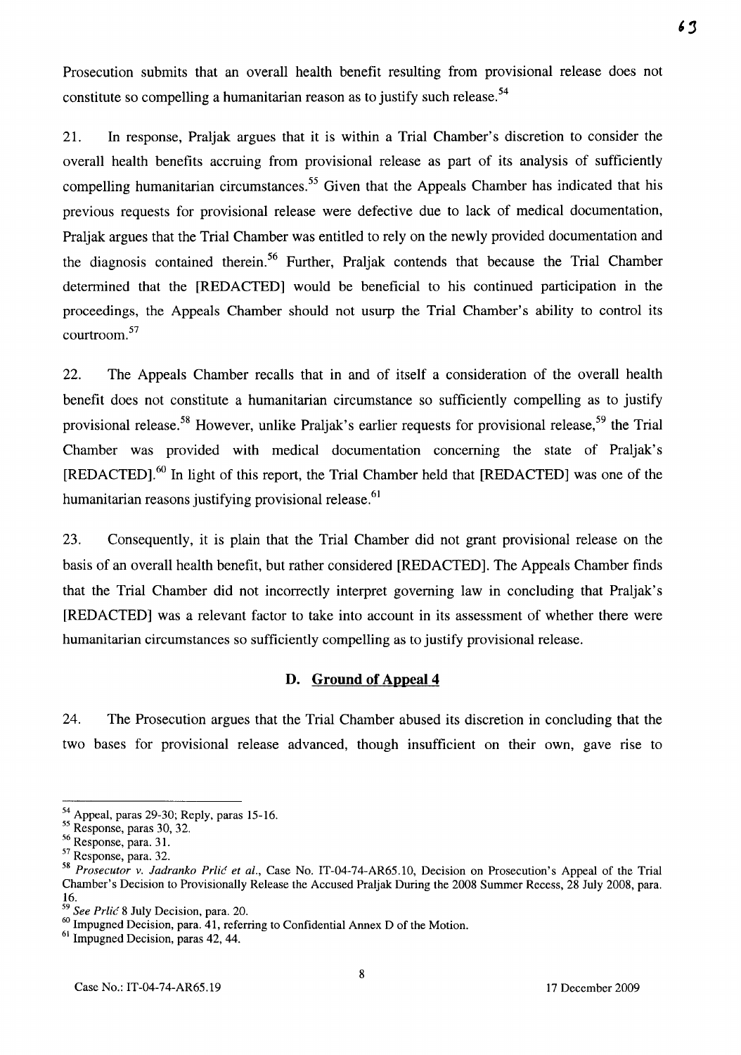Prosecution submits that an overall health benefit resulting from provisional release does not constitute so compelling a humanitarian reason as to justify such release.[54]

21. In response, Praljak argues that it is within a Trial Chamber's discretion to consider the overall health benefits accruing from provisional release as part of its analysis of sufficiently compelling humanitarian circumstances.[55] Given that the Appeals Chamber has indicated that his previous requests for provisional release were defective due to lack of medical documentation, Praljak argues that the Trial Chamber was entitled to rely on the newly provided documentation and the diagnosis contained therein.[56] Further, Praljak contends that because the Trial Chamber determined that the [REDACTED] would be beneficial to his continued participation in the proceedings, the Appeals Chamber should not usurp the Trial Chamber's ability to control its courtroom.[57]

22. The Appeals Chamber recalls that in and of itself a consideration of the overall health benefit does not constitute a humanitarian circumstance so sufficiently compelling as to justify provisional release.[58] However, unlike Praljak's earlier requests for provisional release,[59] the Trial Chamber was provided with medical documentation concerning the state of Praljak's [REDACTED].[60] In light of this report, the Trial Chamber held that [REDACTED] was one of the humanitarian reasons justifying provisional release.[61]

23. Consequently, it is plain that the Trial Chamber did not grant provisional release on the basis of an overall health benefit, but rather considered [REDACTED]. The Appeals Chamber finds that the Trial Chamber did not incorrectly interpret governing law in concluding that Praljak's [REDACTED] was a relevant factor to take into account in its assessment of whether there were humanitarian circumstances so sufficiently compelling as to justify provisional release.

## D. Ground of Appeal 4

24. The Prosecution argues that the Trial Chamber abused its discretion in concluding that the two bases for provisional release advanced, though insufficient on their own, gave rise to

---

[54] Appeal, paras 29-30; Reply, paras 15-16.

[55] Response, paras 30, 32.

[56] Response, para. 31.

[57] Response, para. 32.

[58] *Prosecutor v. Jadranko Prlić et al.*, Case No. IT-04-74-AR65.10, Decision on Prosecution's Appeal of the Trial Chamber's Decision to Provisionally Release the Accused Praljak During the 2008 Summer Recess, 28 July 2008, para. 16.

[59] *See Prlić* 8 July Decision, para. 20.

[60] Impugned Decision, para. 41, referring to Confidential Annex D of the Motion.

[61] Impugned Decision, paras 42, 44.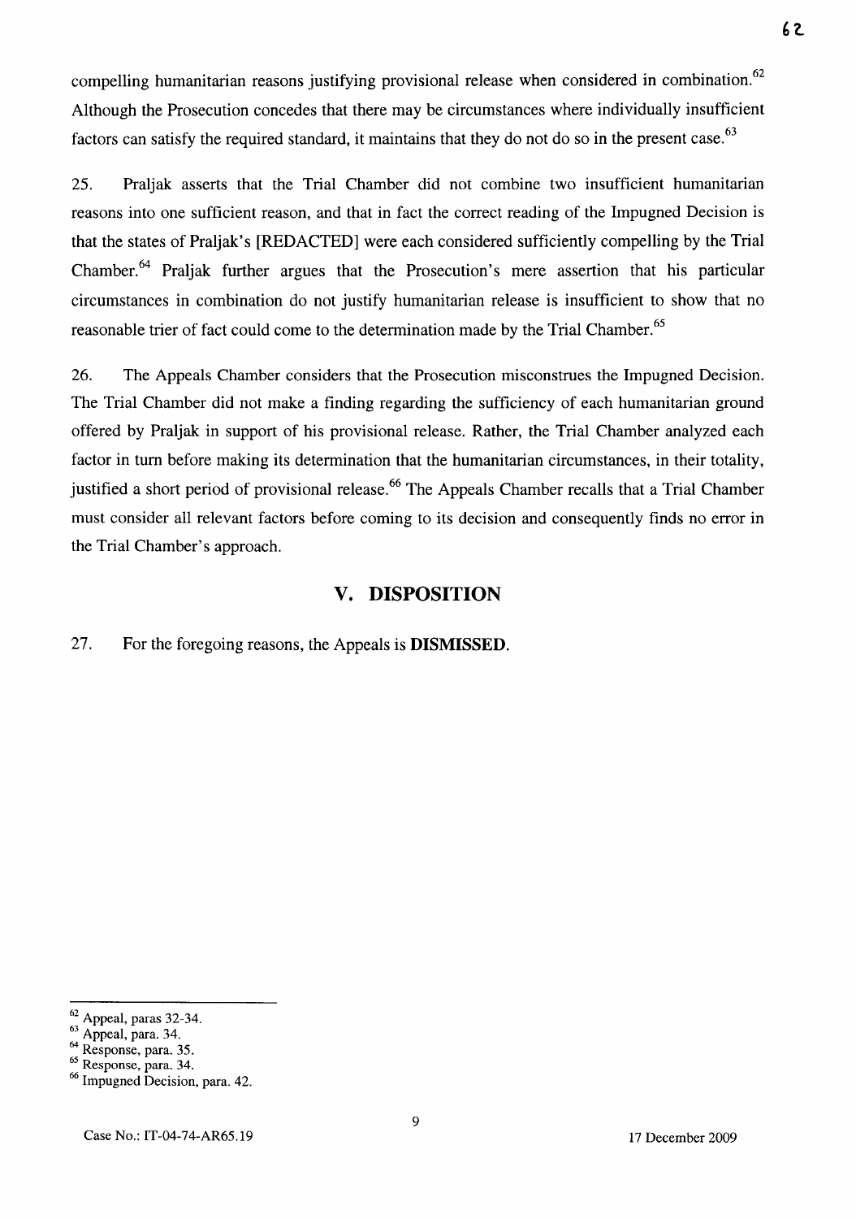compelling humanitarian reasons justifying provisional release when considered in combination.[62] Although the Prosecution concedes that there may be circumstances where individually insufficient factors can satisfy the required standard, it maintains that they do not do so in the present case.[63]

25. Praljak asserts that the Trial Chamber did not combine two insufficient humanitarian reasons into one sufficient reason, and that in fact the correct reading of the Impugned Decision is that the states of Praljak's [REDACTED] were each considered sufficiently compelling by the Trial Chamber.[64] Praljak further argues that the Prosecution's mere assertion that his particular circumstances in combination do not justify humanitarian release is insufficient to show that no reasonable trier of fact could come to the determination made by the Trial Chamber.[65]

26. The Appeals Chamber considers that the Prosecution misconstrues the Impugned Decision. The Trial Chamber did not make a finding regarding the sufficiency of each humanitarian ground offered by Praljak in support of his provisional release. Rather, the Trial Chamber analyzed each factor in turn before making its determination that the humanitarian circumstances, in their totality, justified a short period of provisional release.[66] The Appeals Chamber recalls that a Trial Chamber must consider all relevant factors before coming to its decision and consequently finds no error in the Trial Chamber's approach.

## V. DISPOSITION

27. For the foregoing reasons, the Appeals is **DISMISSED**.

---

[62] Appeal, paras 32-34.
[63] Appeal, para. 34.
[64] Response, para. 35.
[65] Response, para. 34.
[66] Impugned Decision, para. 42.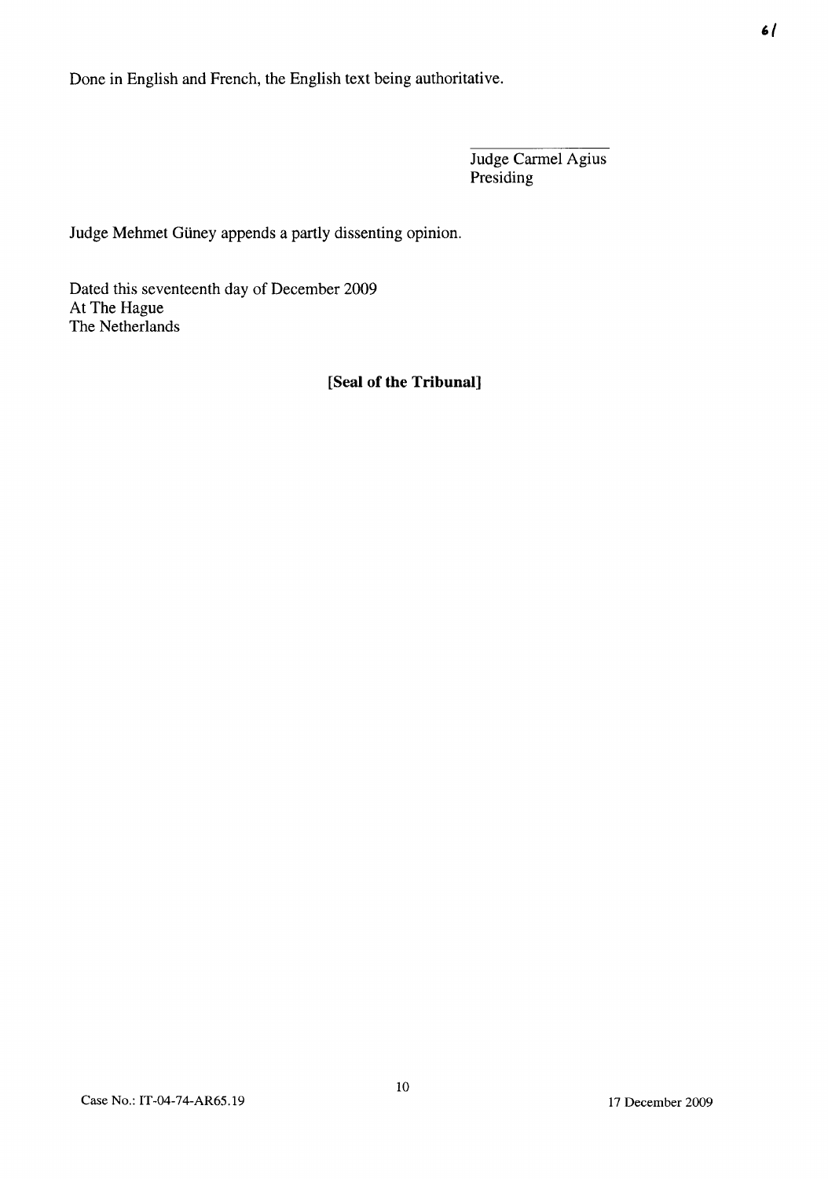Done in English and French, the English text being authoritative.

Judge Carmel Agius
Presiding

Judge Mehmet Güney appends a partly dissenting opinion.

Dated this seventeenth day of December 2009
At The Hague
The Netherlands

**[Seal of the Tribunal]**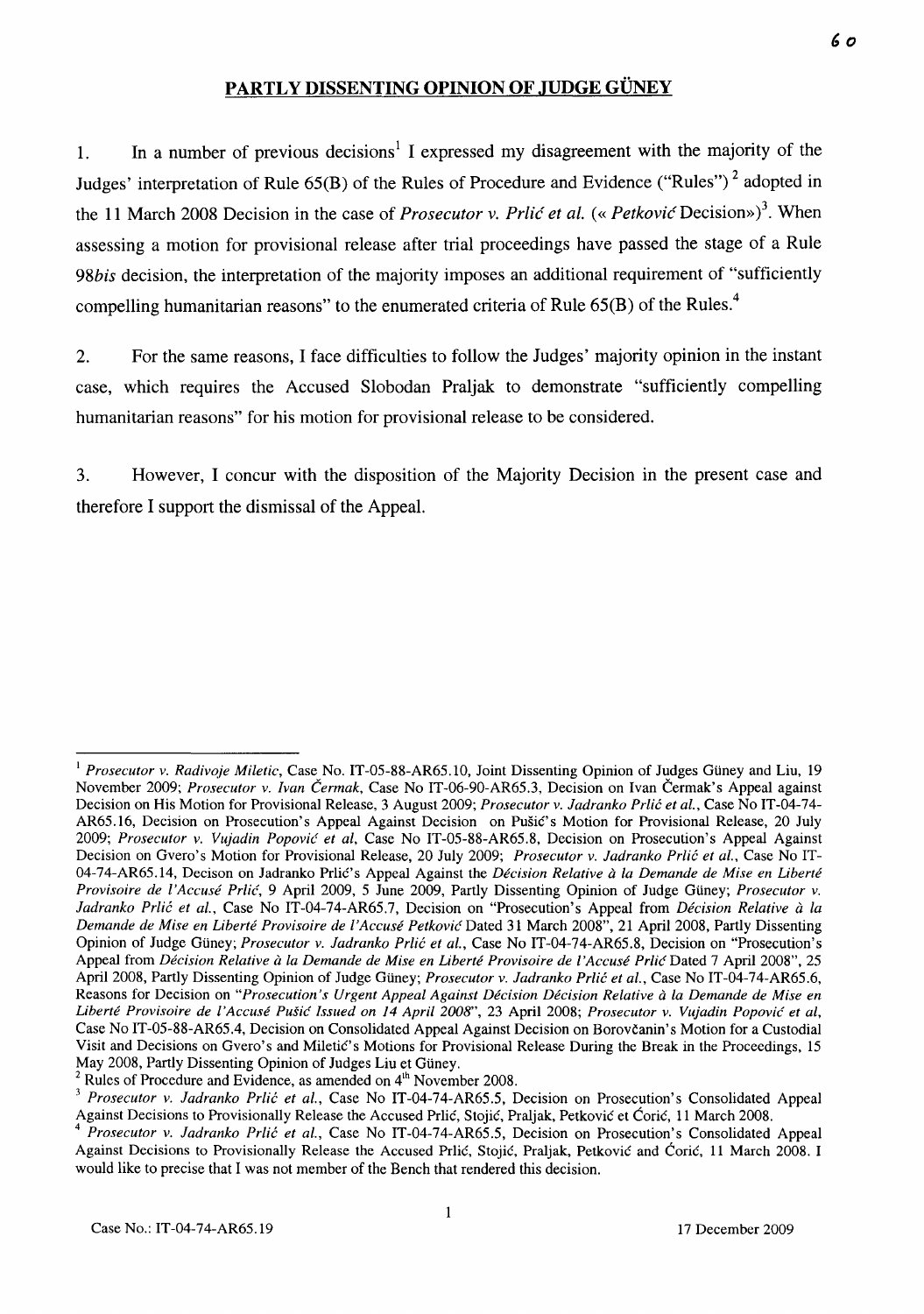## PARTLY DISSENTING OPINION OF JUDGE GÜNEY

1. In a number of previous decisions[1] I expressed my disagreement with the majority of the Judges' interpretation of Rule 65(B) of the Rules of Procedure and Evidence ("Rules") [2] adopted in the 11 March 2008 Decision in the case of *Prosecutor v. Prlić et al.* (« *Petković* Decision»)[3]. When assessing a motion for provisional release after trial proceedings have passed the stage of a Rule 98*bis* decision, the interpretation of the majority imposes an additional requirement of "sufficiently compelling humanitarian reasons" to the enumerated criteria of Rule 65(B) of the Rules.[4]

2. For the same reasons, I face difficulties to follow the Judges' majority opinion in the instant case, which requires the Accused Slobodan Praljak to demonstrate "sufficiently compelling humanitarian reasons" for his motion for provisional release to be considered.

3. However, I concur with the disposition of the Majority Decision in the present case and therefore I support the dismissal of the Appeal.

---

[1] *Prosecutor v. Radivoje Miletic*, Case No. IT-05-88-AR65.10, Joint Dissenting Opinion of Judges Güney and Liu, 19 November 2009; *Prosecutor v. Ivan Čermak*, Case No IT-06-90-AR65.3, Decision on Ivan Čermak's Appeal against Decision on His Motion for Provisional Release, 3 August 2009; *Prosecutor v. Jadranko Prlić et al.*, Case No IT-04-74-AR65.16, Decision on Prosecution's Appeal Against Decision on Pušić's Motion for Provisional Release, 20 July 2009; *Prosecutor v. Vujadin Popović et al*, Case No IT-05-88-AR65.8, Decision on Prosecution's Appeal Against Decision on Gvero's Motion for Provisional Release, 20 July 2009; *Prosecutor v. Jadranko Prlić et al.*, Case No IT-04-74-AR65.14, Decison on Jadranko Prlić's Appeal Against the *Décision Relative à la Demande de Mise en Liberté Provisoire de l'Accusé Prlić*, 9 April 2009, 5 June 2009, Partly Dissenting Opinion of Judge Güney; *Prosecutor v. Jadranko Prlić et al.*, Case No IT-04-74-AR65.7, Decision on "Prosecution's Appeal from *Décision Relative à la Demande de Mise en Liberté Provisoire de l'Accusé Petković* Dated 31 March 2008", 21 April 2008, Partly Dissenting Opinion of Judge Güney; *Prosecutor v. Jadranko Prlić et al.*, Case No IT-04-74-AR65.8, Decision on "Prosecution's Appeal from *Décision Relative à la Demande de Mise en Liberté Provisoire de l'Accusé Prlić* Dated 7 April 2008", 25 April 2008, Partly Dissenting Opinion of Judge Güney; *Prosecutor v. Jadranko Prlić et al.*, Case No IT-04-74-AR65.6, Reasons for Decision on "*Prosecution's Urgent Appeal Against Décision Décision Relative à la Demande de Mise en Liberté Provisoire de l'Accusé Pušić Issued on 14 April 2008*", 23 April 2008; *Prosecutor v. Vujadin Popović et al*, Case No IT-05-88-AR65.4, Decision on Consolidated Appeal Against Decision on Borovčanin's Motion for a Custodial Visit and Decisions on Gvero's and Miletić's Motions for Provisional Release During the Break in the Proceedings, 15 May 2008, Partly Dissenting Opinion of Judges Liu et Güney.

[2] Rules of Procedure and Evidence, as amended on 4th November 2008.

[3] *Prosecutor v. Jadranko Prlić et al.*, Case No IT-04-74-AR65.5, Decision on Prosecution's Consolidated Appeal Against Decisions to Provisionally Release the Accused Prlić, Stojić, Praljak, Petković et Ćorić, 11 March 2008.

[4] *Prosecutor v. Jadranko Prlić et al.*, Case No IT-04-74-AR65.5, Decision on Prosecution's Consolidated Appeal Against Decisions to Provisionally Release the Accused Prlić, Stojić, Praljak, Petković and Ćorić, 11 March 2008. I would like to precise that I was not member of the Bench that rendered this decision.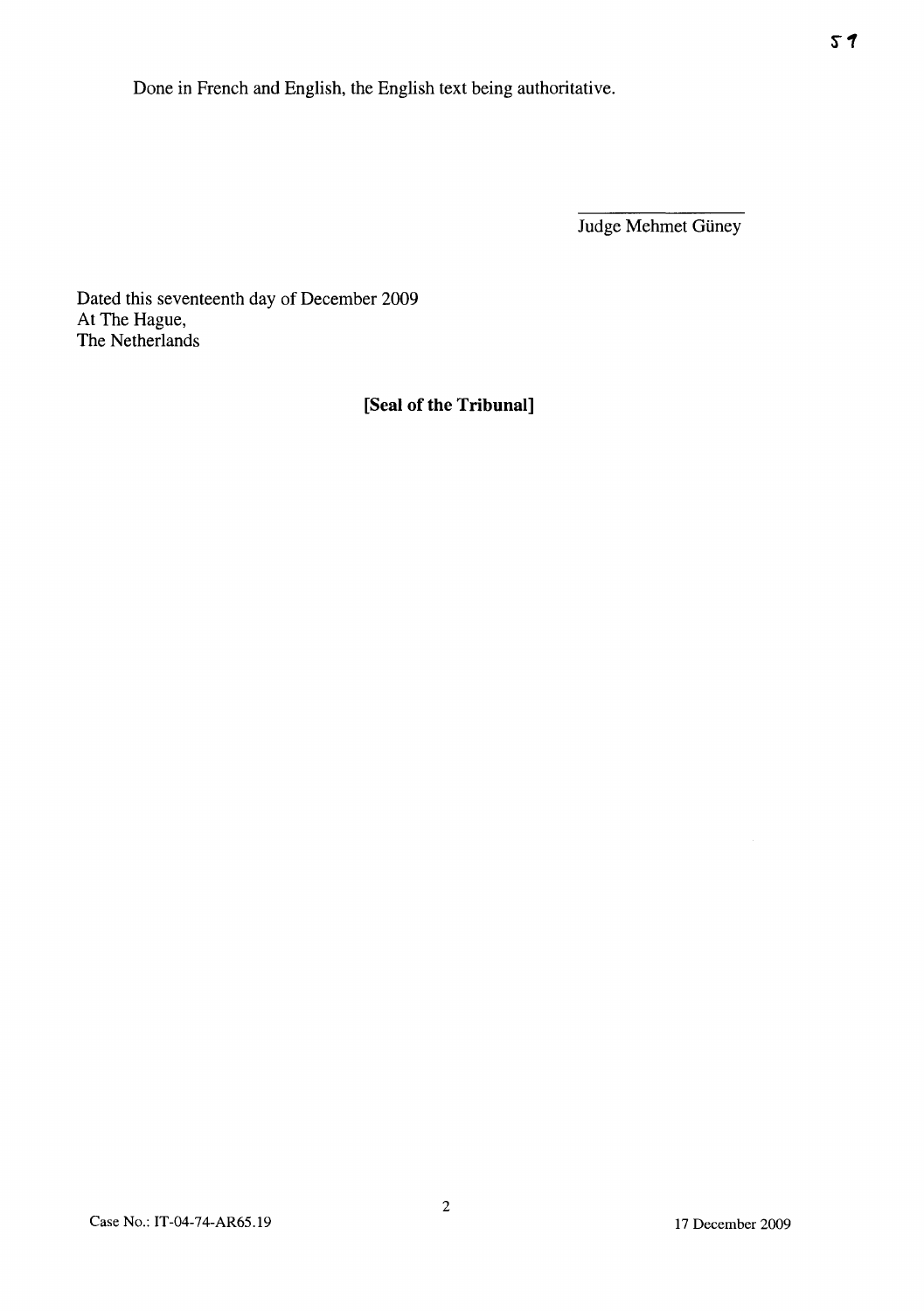Done in French and English, the English text being authoritative.

Judge Mehmet Güney

Dated this seventeenth day of December 2009
At The Hague,
The Netherlands

**[Seal of the Tribunal]**